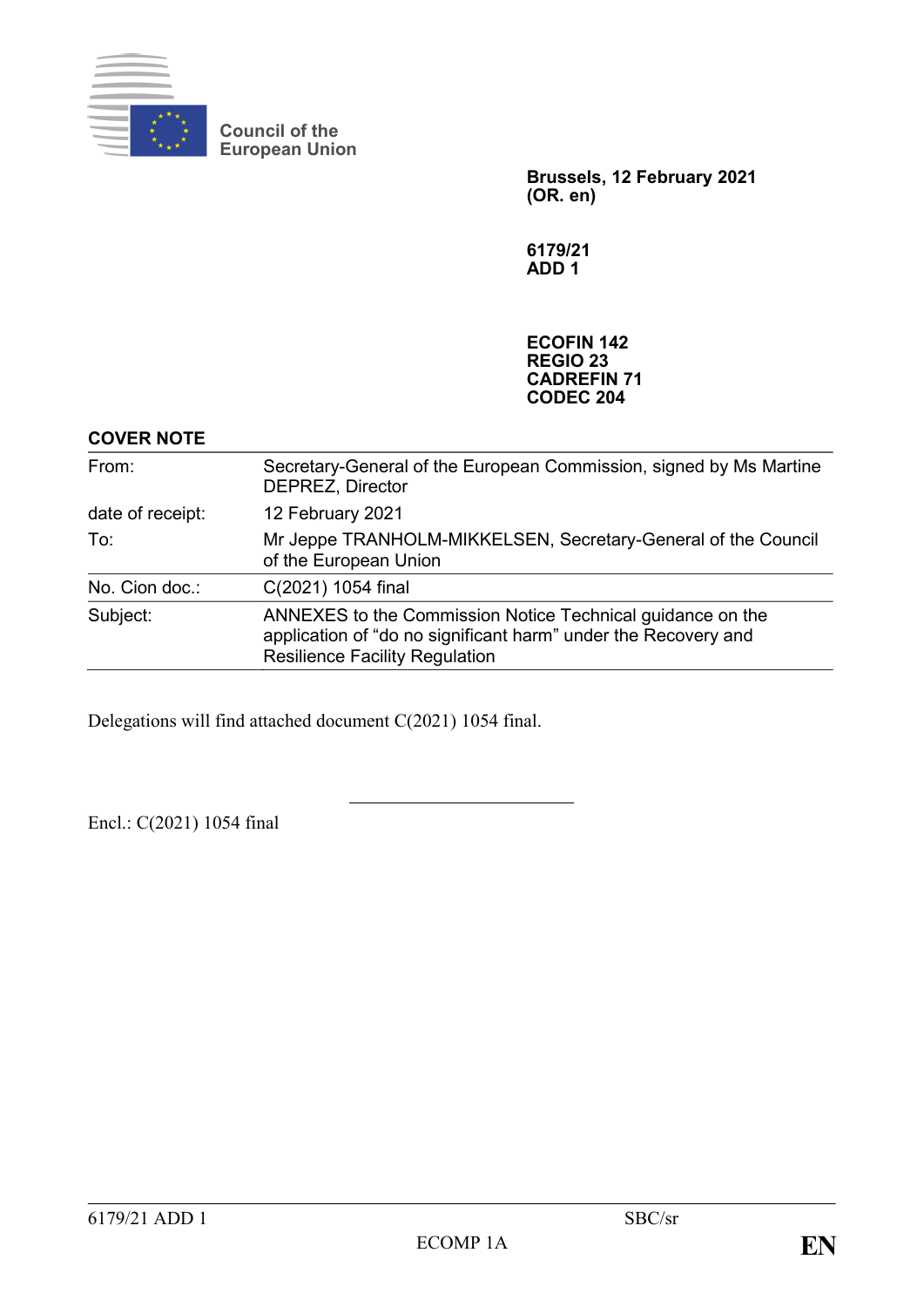Council of the European Union

**Brussels, 12 February 2021**
**(OR. en)**

**6179/21**
**ADD 1**

**ECOFIN 142**
**REGIO 23**
**CADREFIN 71**
**CODEC 204**

**COVER NOTE**

| | |
|---|---|
| From: | Secretary-General of the European Commission, signed by Ms Martine DEPREZ, Director |
| date of receipt: | 12 February 2021 |
| To: | Mr Jeppe TRANHOLM-MIKKELSEN, Secretary-General of the Council of the European Union |
| No. Cion doc.: | C(2021) 1054 final |
| Subject: | ANNEXES to the Commission Notice Technical guidance on the application of "do no significant harm" under the Recovery and Resilience Facility Regulation |

Delegations will find attached document C(2021) 1054 final.

Encl.: C(2021) 1054 final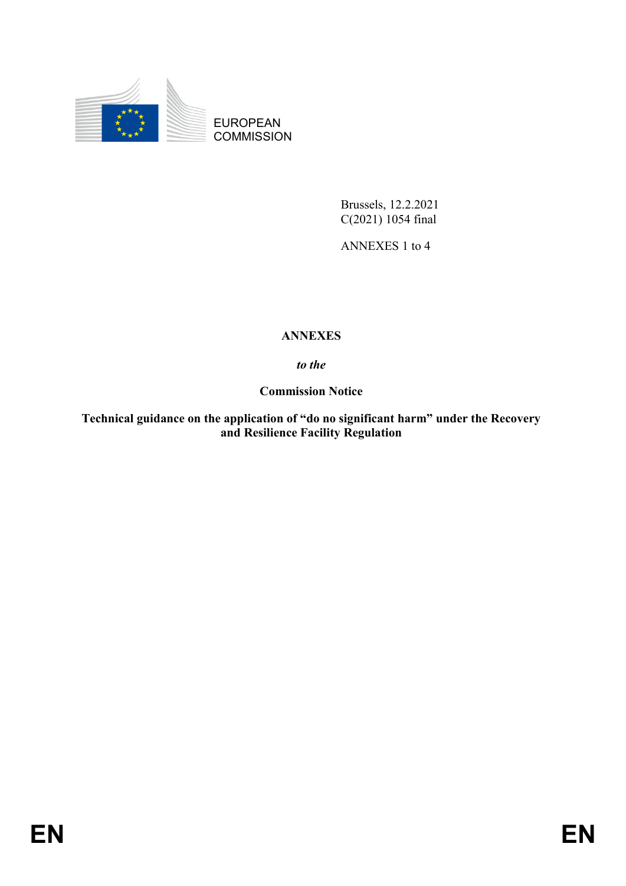EUROPEAN COMMISSION

Brussels, 12.2.2021
C(2021) 1054 final

ANNEXES 1 to 4

**ANNEXES**

***to the***

**Commission Notice**

**Technical guidance on the application of "do no significant harm" under the Recovery and Resilience Facility Regulation**

**EN** **EN**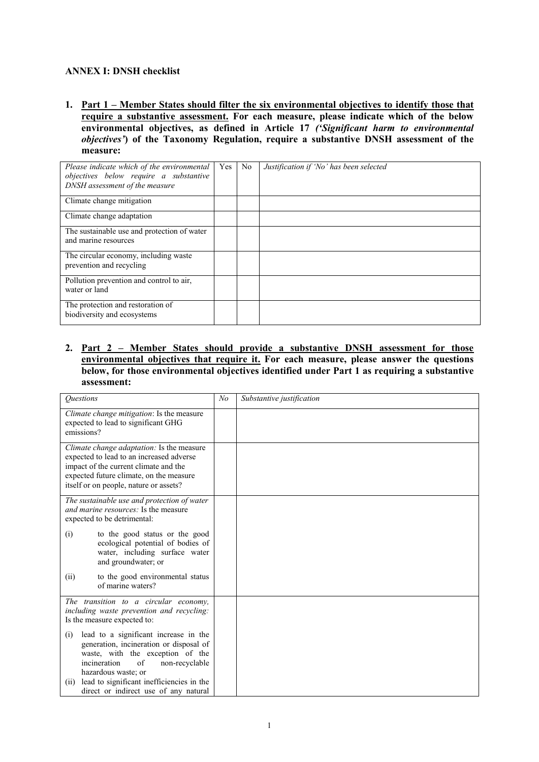## ANNEX I: DNSH checklist

1. **Part 1 – Member States should filter the six environmental objectives to identify those that require a substantive assessment. For each measure, please indicate which of the below environmental objectives, as defined in Article 17 *('Significant harm to environmental objectives')* of the Taxonomy Regulation, require a substantive DNSH assessment of the measure:**

| *Please indicate which of the environmental objectives below require a substantive DNSH assessment of the measure* | Yes | No | *Justification if 'No' has been selected* |
|---|---|---|---|
| Climate change mitigation | | | |
| Climate change adaptation | | | |
| The sustainable use and protection of water and marine resources | | | |
| The circular economy, including waste prevention and recycling | | | |
| Pollution prevention and control to air, water or land | | | |
| The protection and restoration of biodiversity and ecosystems | | | |

2. **Part 2 – Member States should provide a substantive DNSH assessment for those environmental objectives that require it. For each measure, please answer the questions below, for those environmental objectives identified under Part 1 as requiring a substantive assessment:**

| *Questions* | *No* | *Substantive justification* |
|---|---|---|
| *Climate change mitigation*: Is the measure expected to lead to significant GHG emissions? | | |
| *Climate change adaptation:* Is the measure expected to lead to an increased adverse impact of the current climate and the expected future climate, on the measure itself or on people, nature or assets? | | |
| *The sustainable use and protection of water and marine resources:* Is the measure expected to be detrimental: (i) to the good status or the good ecological potential of bodies of water, including surface water and groundwater; or (ii) to the good environmental status of marine waters? | | |
| *The transition to a circular economy, including waste prevention and recycling:* Is the measure expected to: (i) lead to a significant increase in the generation, incineration or disposal of waste, with the exception of the incineration of non-recyclable hazardous waste; or (ii) lead to significant inefficiencies in the direct or indirect use of any natural | | |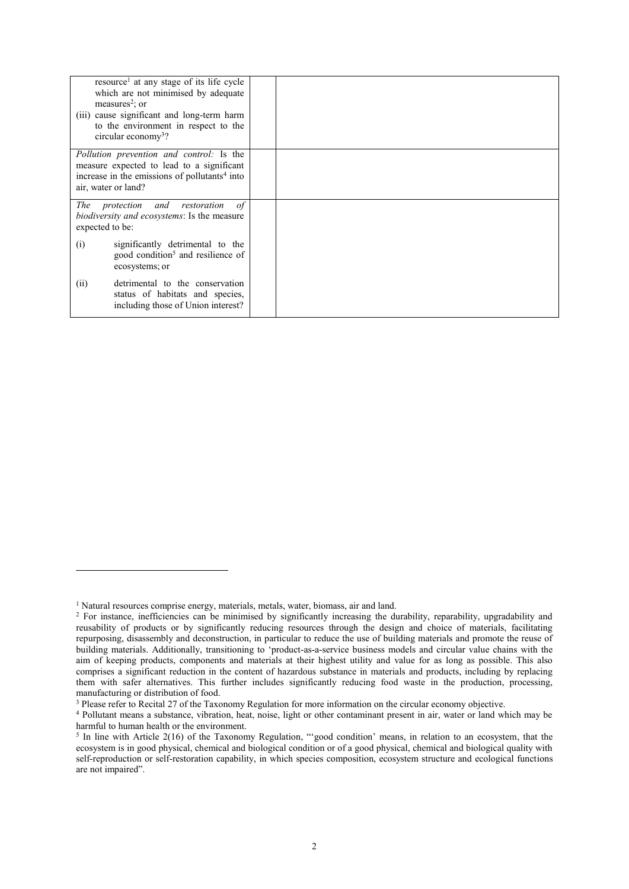| | | |
|---|---|---|
| resource[1] at any stage of its life cycle which are not minimised by adequate measures[2]; or<br>(iii) cause significant and long-term harm to the environment in respect to the circular economy[3]? | | |
| *Pollution prevention and control:* Is the measure expected to lead to a significant increase in the emissions of pollutants[4] into air, water or land? | | |
| *The protection and restoration of biodiversity and ecosystems*: Is the measure expected to be:<br>(i) significantly detrimental to the good condition[5] and resilience of ecosystems; or<br>(ii) detrimental to the conservation status of habitats and species, including those of Union interest? | | |

[1] Natural resources comprise energy, materials, metals, water, biomass, air and land.

[2] For instance, inefficiencies can be minimised by significantly increasing the durability, reparability, upgradability and reusability of products or by significantly reducing resources through the design and choice of materials, facilitating repurposing, disassembly and deconstruction, in particular to reduce the use of building materials and promote the reuse of building materials. Additionally, transitioning to 'product-as-a-service business models and circular value chains with the aim of keeping products, components and materials at their highest utility and value for as long as possible. This also comprises a significant reduction in the content of hazardous substance in materials and products, including by replacing them with safer alternatives. This further includes significantly reducing food waste in the production, processing, manufacturing or distribution of food.

[3] Please refer to Recital 27 of the Taxonomy Regulation for more information on the circular economy objective.

[4] Pollutant means a substance, vibration, heat, noise, light or other contaminant present in air, water or land which may be harmful to human health or the environment.

[5] In line with Article 2(16) of the Taxonomy Regulation, "'good condition' means, in relation to an ecosystem, that the ecosystem is in good physical, chemical and biological condition or of a good physical, chemical and biological quality with self-reproduction or self-restoration capability, in which species composition, ecosystem structure and ecological functions are not impaired".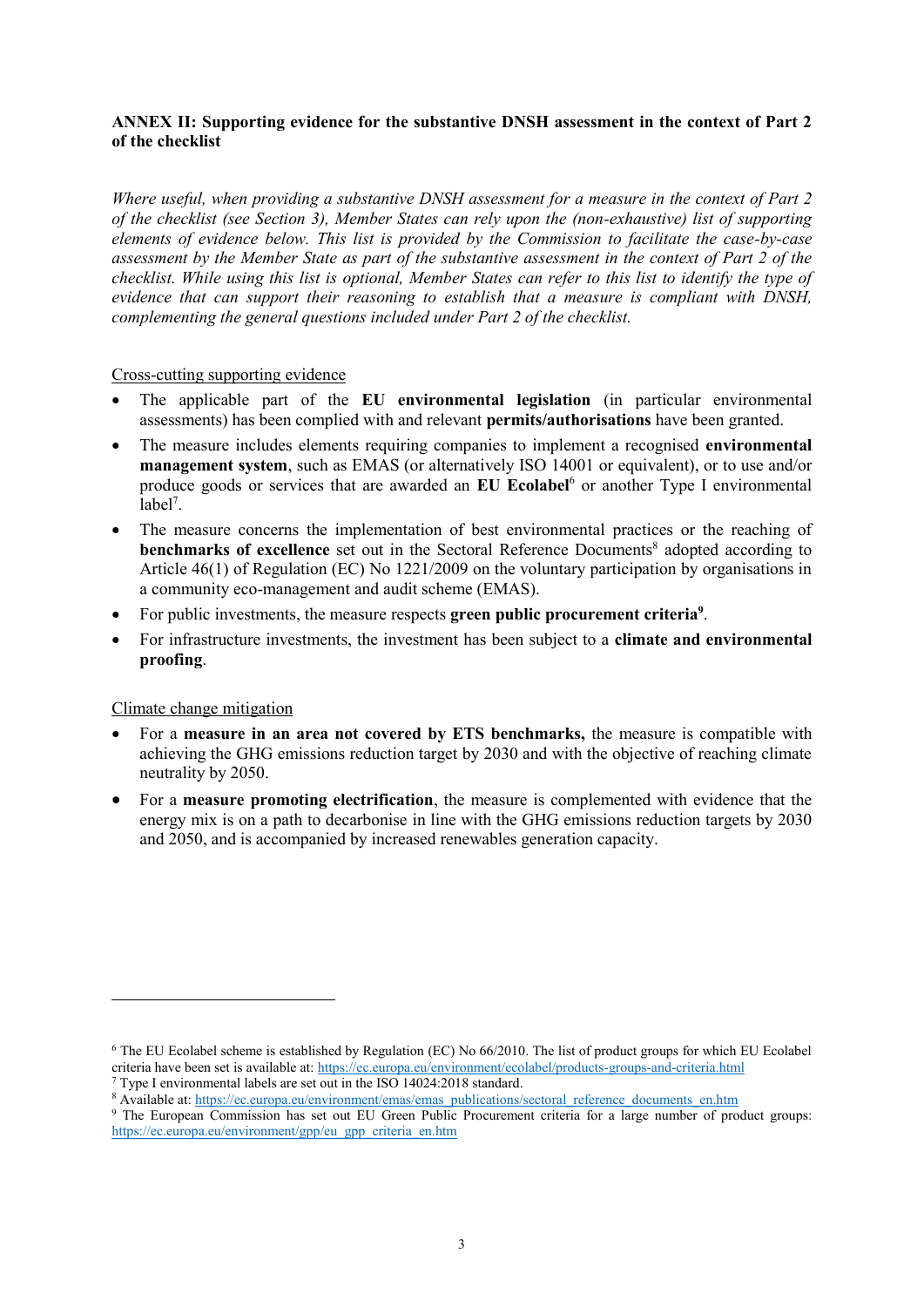**ANNEX II: Supporting evidence for the substantive DNSH assessment in the context of Part 2 of the checklist**

*Where useful, when providing a substantive DNSH assessment for a measure in the context of Part 2 of the checklist (see Section 3), Member States can rely upon the (non-exhaustive) list of supporting elements of evidence below. This list is provided by the Commission to facilitate the case-by-case assessment by the Member State as part of the substantive assessment in the context of Part 2 of the checklist. While using this list is optional, Member States can refer to this list to identify the type of evidence that can support their reasoning to establish that a measure is compliant with DNSH, complementing the general questions included under Part 2 of the checklist.*

Cross-cutting supporting evidence

- The applicable part of the **EU environmental legislation** (in particular environmental assessments) has been complied with and relevant **permits/authorisations** have been granted.
- The measure includes elements requiring companies to implement a recognised **environmental management system**, such as EMAS (or alternatively ISO 14001 or equivalent), or to use and/or produce goods or services that are awarded an **EU Ecolabel**[6] or another Type I environmental label[7].
- The measure concerns the implementation of best environmental practices or the reaching of **benchmarks of excellence** set out in the Sectoral Reference Documents[8] adopted according to Article 46(1) of Regulation (EC) No 1221/2009 on the voluntary participation by organisations in a community eco-management and audit scheme (EMAS).
- For public investments, the measure respects **green public procurement criteria**[9].
- For infrastructure investments, the investment has been subject to a **climate and environmental proofing**.

Climate change mitigation

- For a **measure in an area not covered by ETS benchmarks,** the measure is compatible with achieving the GHG emissions reduction target by 2030 and with the objective of reaching climate neutrality by 2050.
- For a **measure promoting electrification**, the measure is complemented with evidence that the energy mix is on a path to decarbonise in line with the GHG emissions reduction targets by 2030 and 2050, and is accompanied by increased renewables generation capacity.

---

[6] The EU Ecolabel scheme is established by Regulation (EC) No 66/2010. The list of product groups for which EU Ecolabel criteria have been set is available at: https://ec.europa.eu/environment/ecolabel/products-groups-and-criteria.html

[7] Type I environmental labels are set out in the ISO 14024:2018 standard.

[8] Available at: https://ec.europa.eu/environment/emas/emas_publications/sectoral_reference_documents_en.htm

[9] The European Commission has set out EU Green Public Procurement criteria for a large number of product groups: https://ec.europa.eu/environment/gpp/eu_gpp_criteria_en.htm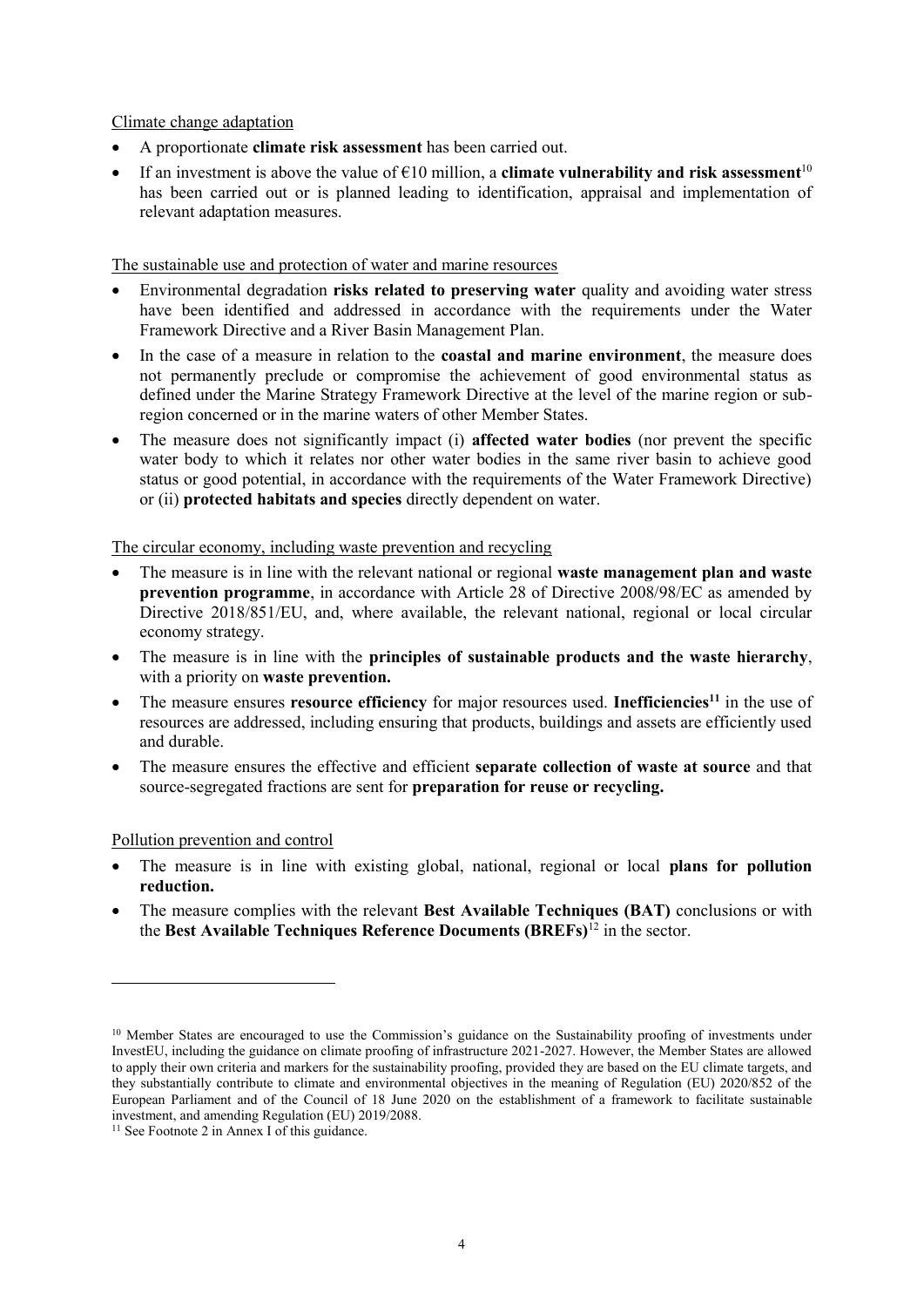Climate change adaptation

- A proportionate **climate risk assessment** has been carried out.
- If an investment is above the value of €10 million, a **climate vulnerability and risk assessment**[10] has been carried out or is planned leading to identification, appraisal and implementation of relevant adaptation measures.

The sustainable use and protection of water and marine resources

- Environmental degradation **risks related to preserving water** quality and avoiding water stress have been identified and addressed in accordance with the requirements under the Water Framework Directive and a River Basin Management Plan.
- In the case of a measure in relation to the **coastal and marine environment**, the measure does not permanently preclude or compromise the achievement of good environmental status as defined under the Marine Strategy Framework Directive at the level of the marine region or sub-region concerned or in the marine waters of other Member States.
- The measure does not significantly impact (i) **affected water bodies** (nor prevent the specific water body to which it relates nor other water bodies in the same river basin to achieve good status or good potential, in accordance with the requirements of the Water Framework Directive) or (ii) **protected habitats and species** directly dependent on water.

The circular economy, including waste prevention and recycling

- The measure is in line with the relevant national or regional **waste management plan and waste prevention programme**, in accordance with Article 28 of Directive 2008/98/EC as amended by Directive 2018/851/EU, and, where available, the relevant national, regional or local circular economy strategy.
- The measure is in line with the **principles of sustainable products and the waste hierarchy**, with a priority on **waste prevention.**
- The measure ensures **resource efficiency** for major resources used. **Inefficiencies**[11] in the use of resources are addressed, including ensuring that products, buildings and assets are efficiently used and durable.
- The measure ensures the effective and efficient **separate collection of waste at source** and that source-segregated fractions are sent for **preparation for reuse or recycling.**

Pollution prevention and control

- The measure is in line with existing global, national, regional or local **plans for pollution reduction.**
- The measure complies with the relevant **Best Available Techniques (BAT)** conclusions or with the **Best Available Techniques Reference Documents (BREFs)**[12] in the sector.

---

[10] Member States are encouraged to use the Commission's guidance on the Sustainability proofing of investments under InvestEU, including the guidance on climate proofing of infrastructure 2021-2027. However, the Member States are allowed to apply their own criteria and markers for the sustainability proofing, provided they are based on the EU climate targets, and they substantially contribute to climate and environmental objectives in the meaning of Regulation (EU) 2020/852 of the European Parliament and of the Council of 18 June 2020 on the establishment of a framework to facilitate sustainable investment, and amending Regulation (EU) 2019/2088.

[11] See Footnote 2 in Annex I of this guidance.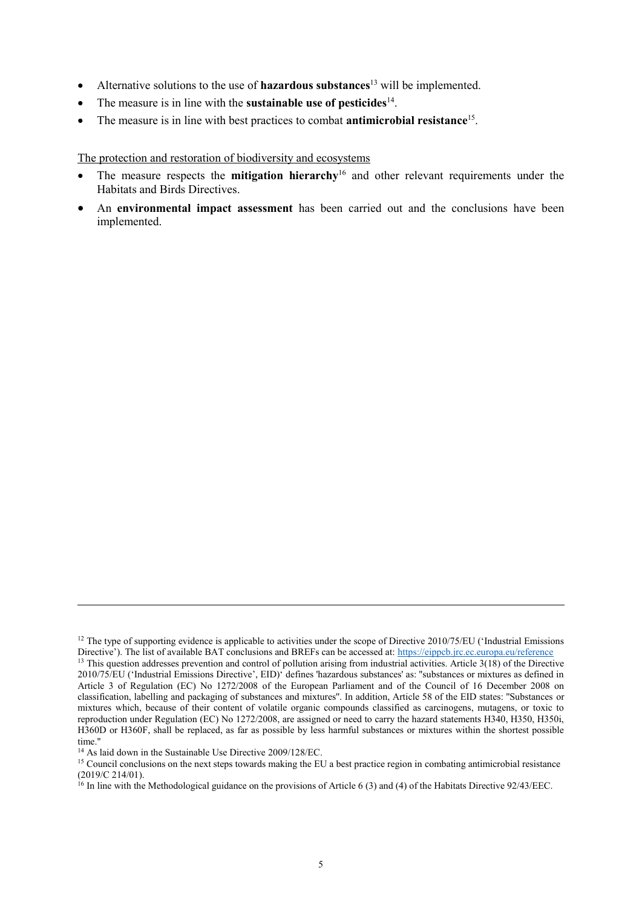- Alternative solutions to the use of **hazardous substances**[13] will be implemented.
- The measure is in line with the **sustainable use of pesticides**[14].
- The measure is in line with best practices to combat **antimicrobial resistance**[15].

The protection and restoration of biodiversity and ecosystems

- The measure respects the **mitigation hierarchy**[16] and other relevant requirements under the Habitats and Birds Directives.
- An **environmental impact assessment** has been carried out and the conclusions have been implemented.

---

[12] The type of supporting evidence is applicable to activities under the scope of Directive 2010/75/EU ('Industrial Emissions Directive'). The list of available BAT conclusions and BREFs can be accessed at: https://eippcb.jrc.ec.europa.eu/reference

[13] This question addresses prevention and control of pollution arising from industrial activities. Article 3(18) of the Directive 2010/75/EU ('Industrial Emissions Directive', EID)' defines 'hazardous substances' as: "substances or mixtures as defined in Article 3 of Regulation (EC) No 1272/2008 of the European Parliament and of the Council of 16 December 2008 on classification, labelling and packaging of substances and mixtures". In addition, Article 58 of the EID states: "Substances or mixtures which, because of their content of volatile organic compounds classified as carcinogens, mutagens, or toxic to reproduction under Regulation (EC) No 1272/2008, are assigned or need to carry the hazard statements H340, H350, H350i, H360D or H360F, shall be replaced, as far as possible by less harmful substances or mixtures within the shortest possible time."

[14] As laid down in the Sustainable Use Directive 2009/128/EC.

[15] Council conclusions on the next steps towards making the EU a best practice region in combating antimicrobial resistance (2019/C 214/01).

[16] In line with the Methodological guidance on the provisions of Article 6 (3) and (4) of the Habitats Directive 92/43/EEC.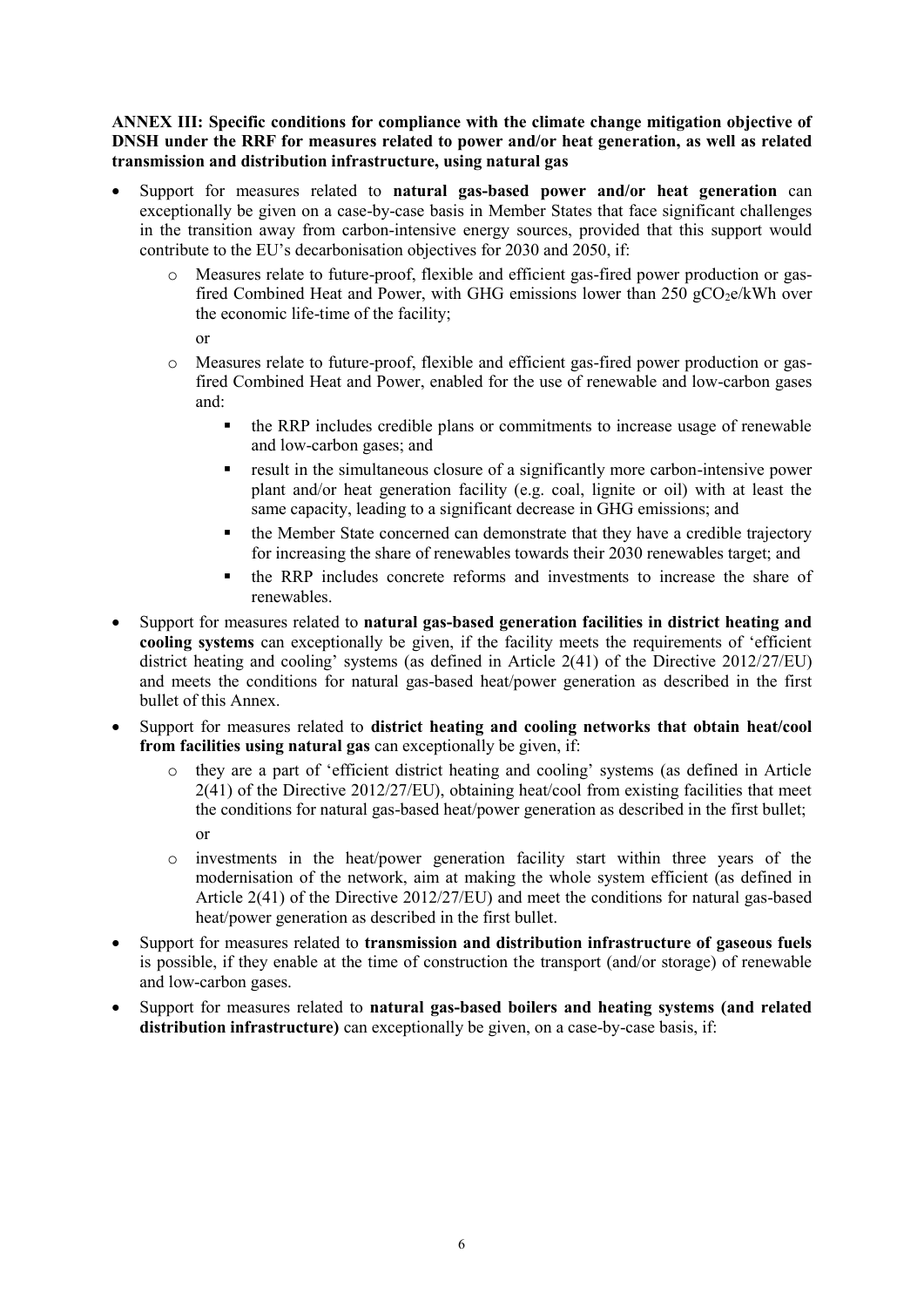**ANNEX III: Specific conditions for compliance with the climate change mitigation objective of DNSH under the RRF for measures related to power and/or heat generation, as well as related transmission and distribution infrastructure, using natural gas**

- Support for measures related to **natural gas-based power and/or heat generation** can exceptionally be given on a case-by-case basis in Member States that face significant challenges in the transition away from carbon-intensive energy sources, provided that this support would contribute to the EU's decarbonisation objectives for 2030 and 2050, if:
  - Measures relate to future-proof, flexible and efficient gas-fired power production or gas-fired Combined Heat and Power, with GHG emissions lower than 250 $gCO_2e/kWh$ over the economic life-time of the facility;

    or
  - Measures relate to future-proof, flexible and efficient gas-fired power production or gas-fired Combined Heat and Power, enabled for the use of renewable and low-carbon gases and:
    - the RRP includes credible plans or commitments to increase usage of renewable and low-carbon gases; and
    - result in the simultaneous closure of a significantly more carbon-intensive power plant and/or heat generation facility (e.g. coal, lignite or oil) with at least the same capacity, leading to a significant decrease in GHG emissions; and
    - the Member State concerned can demonstrate that they have a credible trajectory for increasing the share of renewables towards their 2030 renewables target; and
    - the RRP includes concrete reforms and investments to increase the share of renewables.
- Support for measures related to **natural gas-based generation facilities in district heating and cooling systems** can exceptionally be given, if the facility meets the requirements of 'efficient district heating and cooling' systems (as defined in Article 2(41) of the Directive 2012/27/EU) and meets the conditions for natural gas-based heat/power generation as described in the first bullet of this Annex.
- Support for measures related to **district heating and cooling networks that obtain heat/cool from facilities using natural gas** can exceptionally be given, if:
  - they are a part of 'efficient district heating and cooling' systems (as defined in Article 2(41) of the Directive 2012/27/EU), obtaining heat/cool from existing facilities that meet the conditions for natural gas-based heat/power generation as described in the first bullet;

    or
  - investments in the heat/power generation facility start within three years of the modernisation of the network, aim at making the whole system efficient (as defined in Article 2(41) of the Directive 2012/27/EU) and meet the conditions for natural gas-based heat/power generation as described in the first bullet.
- Support for measures related to **transmission and distribution infrastructure of gaseous fuels** is possible, if they enable at the time of construction the transport (and/or storage) of renewable and low-carbon gases.
- Support for measures related to **natural gas-based boilers and heating systems (and related distribution infrastructure)** can exceptionally be given, on a case-by-case basis, if: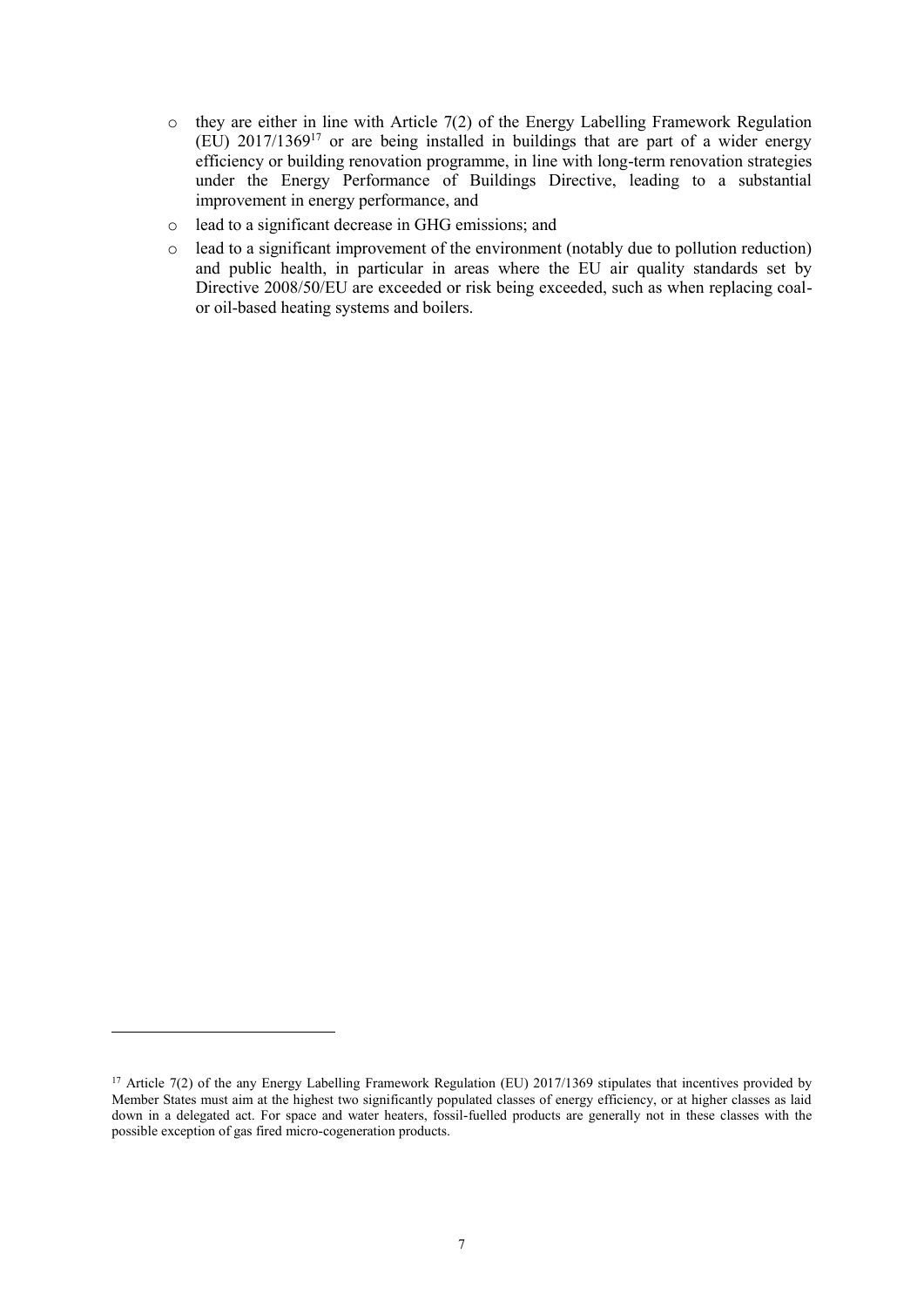- they are either in line with Article 7(2) of the Energy Labelling Framework Regulation (EU) 2017/1369[17] or are being installed in buildings that are part of a wider energy efficiency or building renovation programme, in line with long-term renovation strategies under the Energy Performance of Buildings Directive, leading to a substantial improvement in energy performance, and
- lead to a significant decrease in GHG emissions; and
- lead to a significant improvement of the environment (notably due to pollution reduction) and public health, in particular in areas where the EU air quality standards set by Directive 2008/50/EU are exceeded or risk being exceeded, such as when replacing coal- or oil-based heating systems and boilers.

---

[17] Article 7(2) of the any Energy Labelling Framework Regulation (EU) 2017/1369 stipulates that incentives provided by Member States must aim at the highest two significantly populated classes of energy efficiency, or at higher classes as laid down in a delegated act. For space and water heaters, fossil-fuelled products are generally not in these classes with the possible exception of gas fired micro-cogeneration products.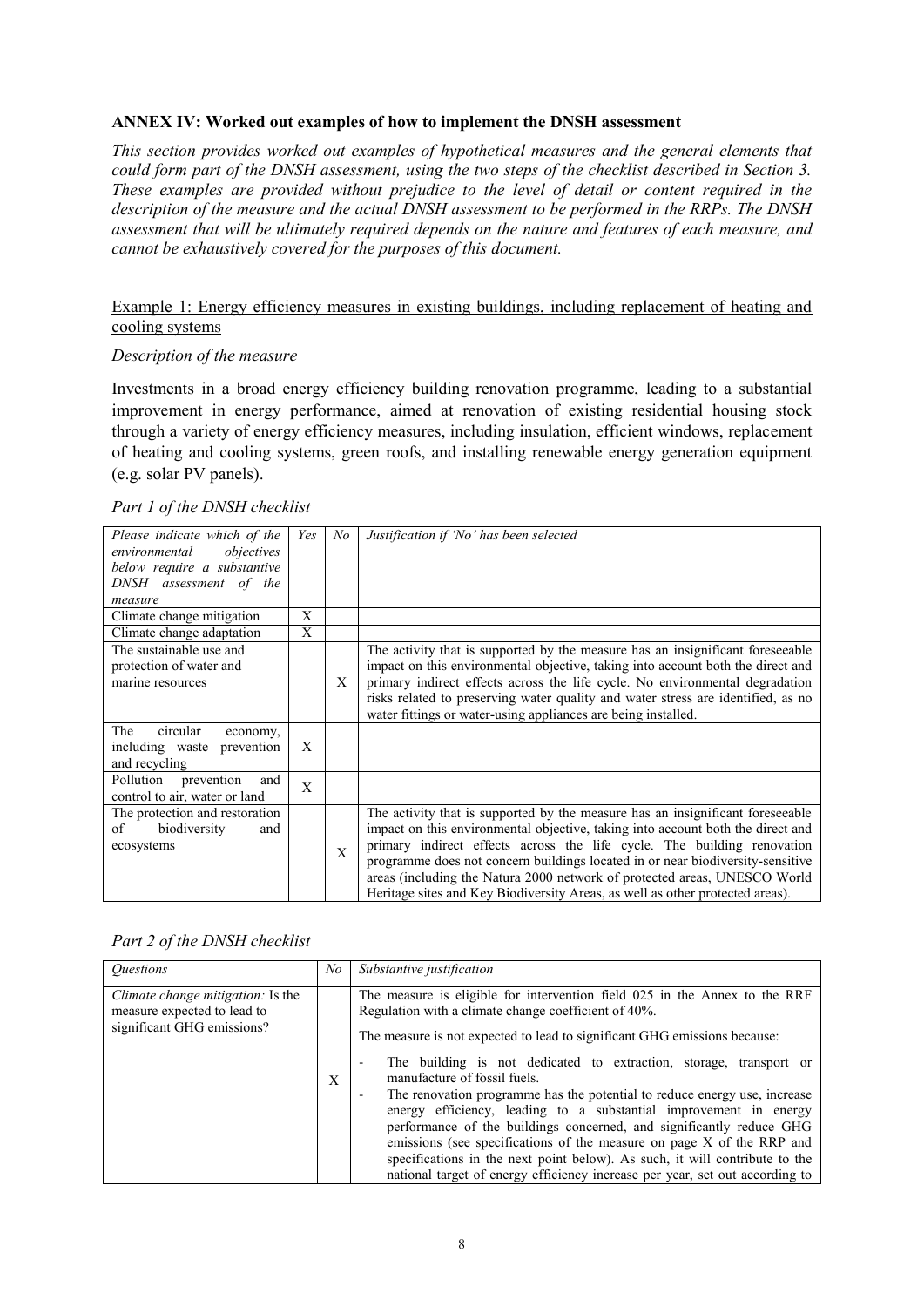## ANNEX IV: Worked out examples of how to implement the DNSH assessment

*This section provides worked out examples of hypothetical measures and the general elements that could form part of the DNSH assessment, using the two steps of the checklist described in Section 3. These examples are provided without prejudice to the level of detail or content required in the description of the measure and the actual DNSH assessment to be performed in the RRPs. The DNSH assessment that will be ultimately required depends on the nature and features of each measure, and cannot be exhaustively covered for the purposes of this document.*

Example 1: Energy efficiency measures in existing buildings, including replacement of heating and cooling systems

*Description of the measure*

Investments in a broad energy efficiency building renovation programme, leading to a substantial improvement in energy performance, aimed at renovation of existing residential housing stock through a variety of energy efficiency measures, including insulation, efficient windows, replacement of heating and cooling systems, green roofs, and installing renewable energy generation equipment (e.g. solar PV panels).

*Part 1 of the DNSH checklist*

| *Please indicate which of the environmental objectives below require a substantive DNSH assessment of the measure* | *Yes* | *No* | *Justification if 'No' has been selected* |
|---|---|---|---|
| Climate change mitigation | X | | |
| Climate change adaptation | X | | |
| The sustainable use and protection of water and marine resources | | X | The activity that is supported by the measure has an insignificant foreseeable impact on this environmental objective, taking into account both the direct and primary indirect effects across the life cycle. No environmental degradation risks related to preserving water quality and water stress are identified, as no water fittings or water-using appliances are being installed. |
| The circular economy, including waste prevention and recycling | X | | |
| Pollution prevention and control to air, water or land | X | | |
| The protection and restoration of biodiversity and ecosystems | | X | The activity that is supported by the measure has an insignificant foreseeable impact on this environmental objective, taking into account both the direct and primary indirect effects across the life cycle. The building renovation programme does not concern buildings located in or near biodiversity-sensitive areas (including the Natura 2000 network of protected areas, UNESCO World Heritage sites and Key Biodiversity Areas, as well as other protected areas). |

*Part 2 of the DNSH checklist*

| *Questions* | *No* | *Substantive justification* |
|---|---|---|
| *Climate change mitigation:* Is the measure expected to lead to significant GHG emissions? | X | The measure is eligible for intervention field 025 in the Annex to the RRF Regulation with a climate change coefficient of 40%.<br><br>The measure is not expected to lead to significant GHG emissions because:<br><br>- The building is not dedicated to extraction, storage, transport or manufacture of fossil fuels.<br>- The renovation programme has the potential to reduce energy use, increase energy efficiency, leading to a substantial improvement in energy performance of the buildings concerned, and significantly reduce GHG emissions (see specifications of the measure on page X of the RRP and specifications in the next point below). As such, it will contribute to the national target of energy efficiency increase per year, set out according to |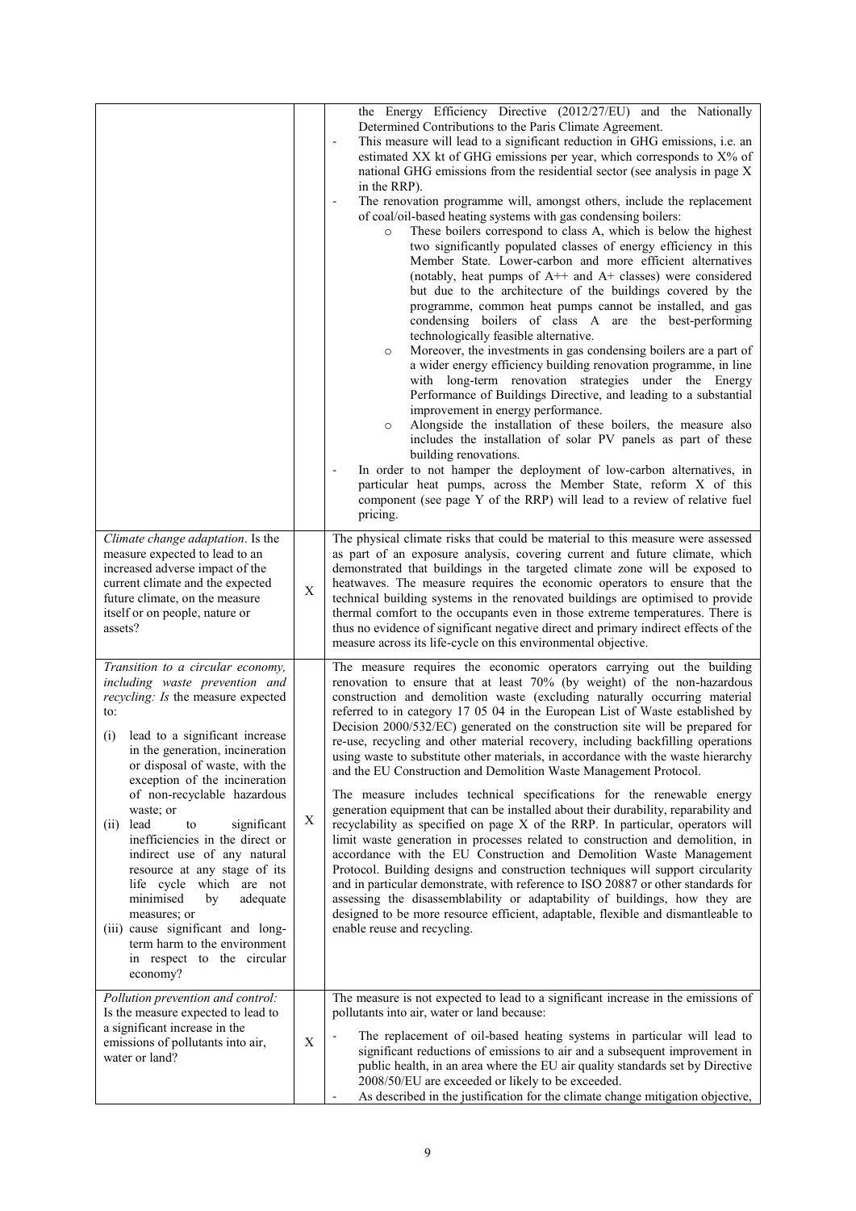| | | |
|---|---|---|
| | | the Energy Efficiency Directive (2012/27/EU) and the Nationally Determined Contributions to the Paris Climate Agreement.<br>- This measure will lead to a significant reduction in GHG emissions, i.e. an estimated XX kt of GHG emissions per year, which corresponds to X% of national GHG emissions from the residential sector (see analysis in page X in the RRP).<br>- The renovation programme will, amongst others, include the replacement of coal/oil-based heating systems with gas condensing boilers:<br>  o These boilers correspond to class A, which is below the highest two significantly populated classes of energy efficiency in this Member State. Lower-carbon and more efficient alternatives (notably, heat pumps of A++ and A+ classes) were considered but due to the architecture of the buildings covered by the programme, common heat pumps cannot be installed, and gas condensing boilers of class A are the best-performing technologically feasible alternative.<br>  o Moreover, the investments in gas condensing boilers are a part of a wider energy efficiency building renovation programme, in line with long-term renovation strategies under the Energy Performance of Buildings Directive, and leading to a substantial improvement in energy performance.<br>  o Alongside the installation of these boilers, the measure also includes the installation of solar PV panels as part of these building renovations.<br>- In order to not hamper the deployment of low-carbon alternatives, in particular heat pumps, across the Member State, reform X of this component (see page Y of the RRP) will lead to a review of relative fuel pricing. |
| *Climate change adaptation.* Is the measure expected to lead to an increased adverse impact of the current climate and the expected future climate, on the measure itself or on people, nature or assets? | X | The physical climate risks that could be material to this measure were assessed as part of an exposure analysis, covering current and future climate, which demonstrated that buildings in the targeted climate zone will be exposed to heatwaves. The measure requires the economic operators to ensure that the technical building systems in the renovated buildings are optimised to provide thermal comfort to the occupants even in those extreme temperatures. There is thus no evidence of significant negative direct and primary indirect effects of the measure across its life-cycle on this environmental objective. |
| *Transition to a circular economy, including waste prevention and recycling: Is* the measure expected to:<br>(i) lead to a significant increase in the generation, incineration or disposal of waste, with the exception of the incineration of non-recyclable hazardous waste; or<br>(ii) lead to significant inefficiencies in the direct or indirect use of any natural resource at any stage of its life cycle which are not minimised by adequate measures; or<br>(iii) cause significant and long-term harm to the environment in respect to the circular economy? | X | The measure requires the economic operators carrying out the building renovation to ensure that at least 70% (by weight) of the non-hazardous construction and demolition waste (excluding naturally occurring material referred to in category 17 05 04 in the European List of Waste established by Decision 2000/532/EC) generated on the construction site will be prepared for re-use, recycling and other material recovery, including backfilling operations using waste to substitute other materials, in accordance with the waste hierarchy and the EU Construction and Demolition Waste Management Protocol.<br><br>The measure includes technical specifications for the renewable energy generation equipment that can be installed about their durability, reparability and recyclability as specified on page X of the RRP. In particular, operators will limit waste generation in processes related to construction and demolition, in accordance with the EU Construction and Demolition Waste Management Protocol. Building designs and construction techniques will support circularity and in particular demonstrate, with reference to ISO 20887 or other standards for assessing the disassemblability or adaptability of buildings, how they are designed to be more resource efficient, adaptable, flexible and dismantleable to enable reuse and recycling. |
| *Pollution prevention and control:* Is the measure expected to lead to a significant increase in the emissions of pollutants into air, water or land? | X | The measure is not expected to lead to a significant increase in the emissions of pollutants into air, water or land because:<br>- The replacement of oil-based heating systems in particular will lead to significant reductions of emissions to air and a subsequent improvement in public health, in an area where the EU air quality standards set by Directive 2008/50/EU are exceeded or likely to be exceeded.<br>- As described in the justification for the climate change mitigation objective, |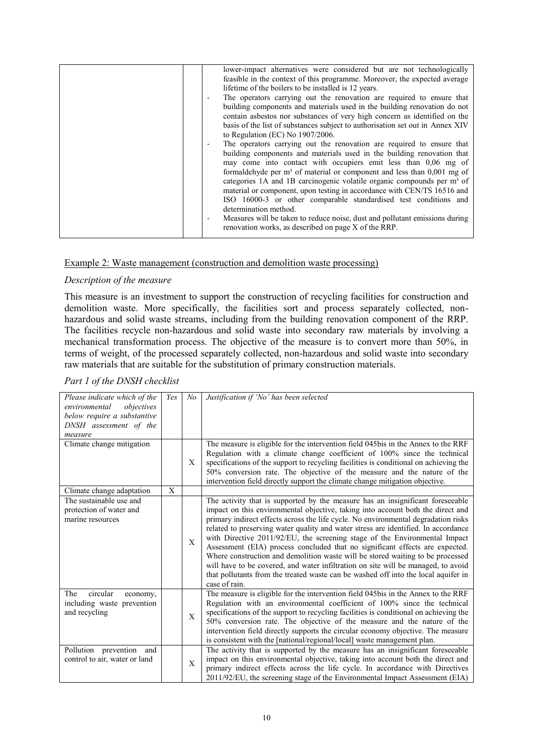| | | | |
|---|---|---|---|
| | | | lower-impact alternatives were considered but are not technologically feasible in the context of this programme. Moreover, the expected average lifetime of the boilers to be installed is 12 years.<br>- The operators carrying out the renovation are required to ensure that building components and materials used in the building renovation do not contain asbestos nor substances of very high concern as identified on the basis of the list of substances subject to authorisation set out in Annex XIV to Regulation (EC) No 1907/2006.<br>- The operators carrying out the renovation are required to ensure that building components and materials used in the building renovation that may come into contact with occupiers emit less than 0,06 mg of formaldehyde per m³ of material or component and less than 0,001 mg of categories 1A and 1B carcinogenic volatile organic compounds per m³ of material or component, upon testing in accordance with CEN/TS 16516 and ISO 16000-3 or other comparable standardised test conditions and determination method.<br>- Measures will be taken to reduce noise, dust and pollutant emissions during renovation works, as described on page X of the RRP. |

Example 2: Waste management (construction and demolition waste processing)

*Description of the measure*

This measure is an investment to support the construction of recycling facilities for construction and demolition waste. More specifically, the facilities sort and process separately collected, non-hazardous and solid waste streams, including from the building renovation component of the RRP. The facilities recycle non-hazardous and solid waste into secondary raw materials by involving a mechanical transformation process. The objective of the measure is to convert more than 50%, in terms of weight, of the processed separately collected, non-hazardous and solid waste into secondary raw materials that are suitable for the substitution of primary construction materials.

*Part 1 of the DNSH checklist*

| *Please indicate which of the environmental objectives below require a substantive DNSH assessment of the measure* | *Yes* | *No* | *Justification if 'No' has been selected* |
|---|---|---|---|
| Climate change mitigation | | X | The measure is eligible for the intervention field 045bis in the Annex to the RRF Regulation with a climate change coefficient of 100% since the technical specifications of the support to recycling facilities is conditional on achieving the 50% conversion rate. The objective of the measure and the nature of the intervention field directly support the climate change mitigation objective. |
| Climate change adaptation | X | | |
| The sustainable use and protection of water and marine resources | | X | The activity that is supported by the measure has an insignificant foreseeable impact on this environmental objective, taking into account both the direct and primary indirect effects across the life cycle. No environmental degradation risks related to preserving water quality and water stress are identified. In accordance with Directive 2011/92/EU, the screening stage of the Environmental Impact Assessment (EIA) process concluded that no significant effects are expected. Where construction and demolition waste will be stored waiting to be processed will have to be covered, and water infiltration on site will be managed, to avoid that pollutants from the treated waste can be washed off into the local aquifer in case of rain. |
| The circular economy, including waste prevention and recycling | | X | The measure is eligible for the intervention field 045bis in the Annex to the RRF Regulation with an environmental coefficient of 100% since the technical specifications of the support to recycling facilities is conditional on achieving the 50% conversion rate. The objective of the measure and the nature of the intervention field directly supports the circular economy objective. The measure is consistent with the [national/regional/local] waste management plan. |
| Pollution prevention and control to air, water or land | | X | The activity that is supported by the measure has an insignificant foreseeable impact on this environmental objective, taking into account both the direct and primary indirect effects across the life cycle. In accordance with Directives 2011/92/EU, the screening stage of the Environmental Impact Assessment (EIA) |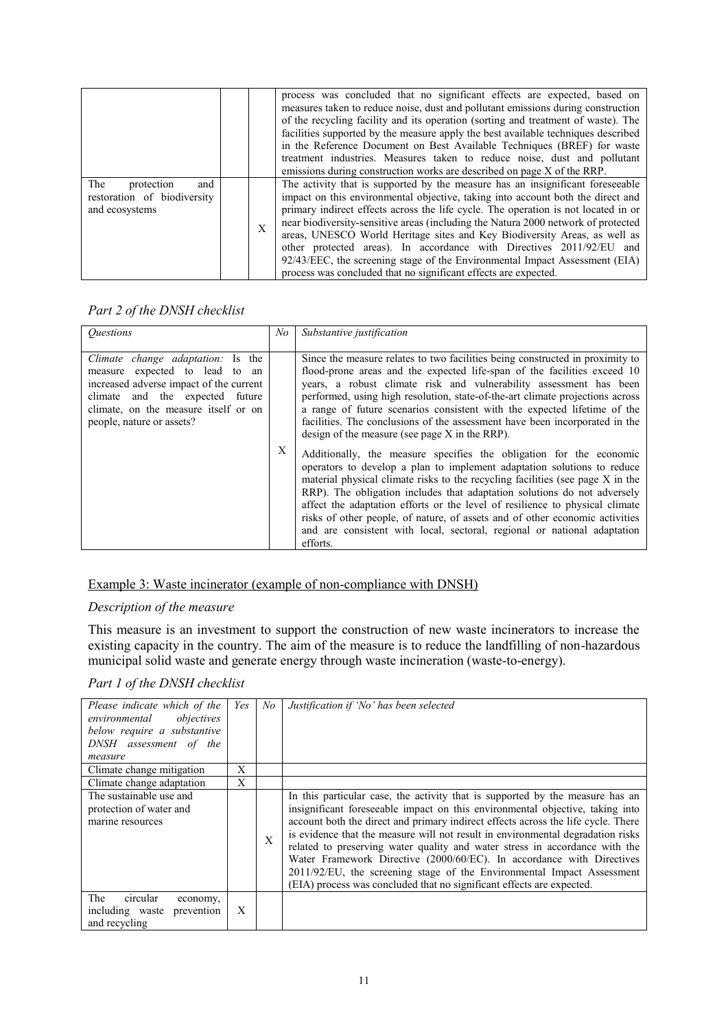|  |  |  | process was concluded that no significant effects are expected, based on measures taken to reduce noise, dust and pollutant emissions during construction of the recycling facility and its operation (sorting and treatment of waste). The facilities supported by the measure apply the best available techniques described in the Reference Document on Best Available Techniques (BREF) for waste treatment industries. Measures taken to reduce noise, dust and pollutant emissions during construction works are described on page X of the RRP. |
|---|---|---|---|
| The protection and restoration of biodiversity and ecosystems |  | X | The activity that is supported by the measure has an insignificant foreseeable impact on this environmental objective, taking into account both the direct and primary indirect effects across the life cycle. The operation is not located in or near biodiversity-sensitive areas (including the Natura 2000 network of protected areas, UNESCO World Heritage sites and Key Biodiversity Areas, as well as other protected areas). In accordance with Directives 2011/92/EU and 92/43/EEC, the screening stage of the Environmental Impact Assessment (EIA) process was concluded that no significant effects are expected. |

*Part 2 of the DNSH checklist*

| *Questions* | *No* | *Substantive justification* |
|---|---|---|
| *Climate change adaptation:* Is the measure expected to lead to an increased adverse impact of the current climate and the expected future climate, on the measure itself or on people, nature or assets? | X | Since the measure relates to two facilities being constructed in proximity to flood-prone areas and the expected life-span of the facilities exceed 10 years, a robust climate risk and vulnerability assessment has been performed, using high resolution, state-of-the-art climate projections across a range of future scenarios consistent with the expected lifetime of the facilities. The conclusions of the assessment have been incorporated in the design of the measure (see page X in the RRP).<br><br>Additionally, the measure specifies the obligation for the economic operators to develop a plan to implement adaptation solutions to reduce material physical climate risks to the recycling facilities (see page X in the RRP). The obligation includes that adaptation solutions do not adversely affect the adaptation efforts or the level of resilience to physical climate risks of other people, of nature, of assets and of other economic activities and are consistent with local, sectoral, regional or national adaptation efforts. |

Example 3: Waste incinerator (example of non-compliance with DNSH)

*Description of the measure*

This measure is an investment to support the construction of new waste incinerators to increase the existing capacity in the country. The aim of the measure is to reduce the landfilling of non-hazardous municipal solid waste and generate energy through waste incineration (waste-to-energy).

*Part 1 of the DNSH checklist*

| *Please indicate which of the environmental objectives below require a substantive DNSH assessment of the measure* | *Yes* | *No* | *Justification if 'No' has been selected* |
|---|---|---|---|
| Climate change mitigation | X |  |  |
| Climate change adaptation | X |  |  |
| The sustainable use and protection of water and marine resources |  | X | In this particular case, the activity that is supported by the measure has an insignificant foreseeable impact on this environmental objective, taking into account both the direct and primary indirect effects across the life cycle. There is evidence that the measure will not result in environmental degradation risks related to preserving water quality and water stress in accordance with the Water Framework Directive (2000/60/EC). In accordance with Directives 2011/92/EU, the screening stage of the Environmental Impact Assessment (EIA) process was concluded that no significant effects are expected. |
| The circular economy, including waste prevention and recycling | X |  |  |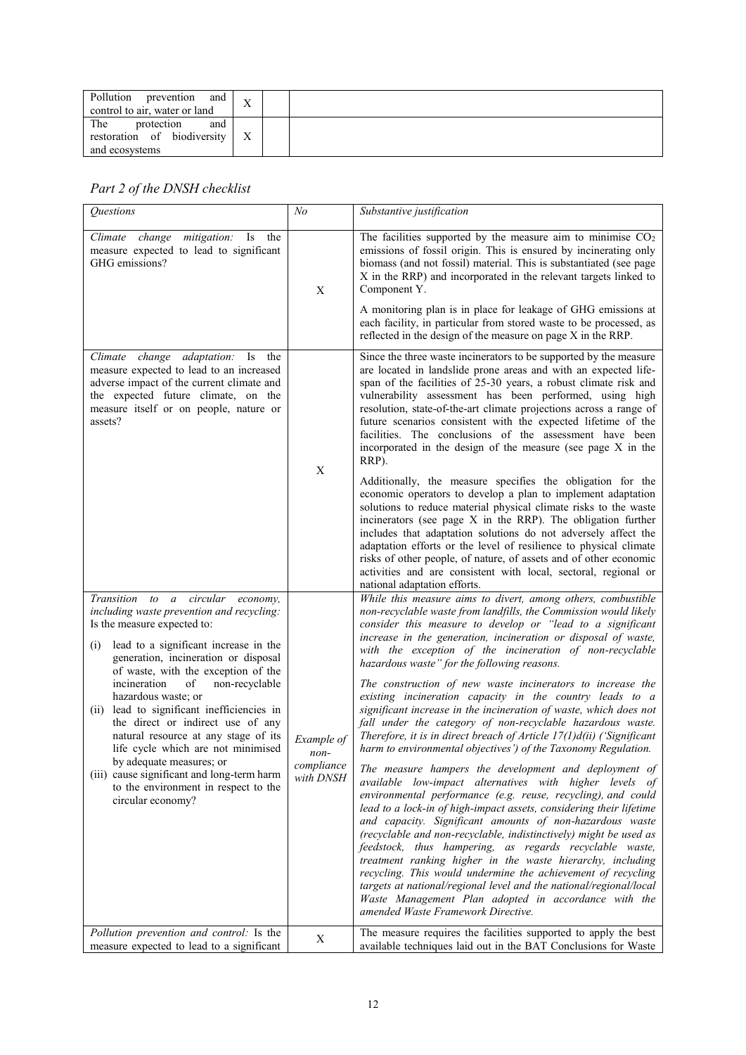| | | | |
|---|---|---|---|
| Pollution prevention and control to air, water or land | X | | |
| The protection and restoration of biodiversity and ecosystems | X | | |

## *Part 2 of the DNSH checklist*

| *Questions* | *No* | *Substantive justification* |
|---|---|---|
| *Climate change mitigation:* Is the measure expected to lead to significant GHG emissions? | X | The facilities supported by the measure aim to minimise $CO_2$ emissions of fossil origin. This is ensured by incinerating only biomass (and not fossil) material. This is substantiated (see page X in the RRP) and incorporated in the relevant targets linked to Component Y.<br><br>A monitoring plan is in place for leakage of GHG emissions at each facility, in particular from stored waste to be processed, as reflected in the design of the measure on page X in the RRP. |
| *Climate change adaptation:* Is the measure expected to lead to an increased adverse impact of the current climate and the expected future climate, on the measure itself or on people, nature or assets? | X | Since the three waste incinerators to be supported by the measure are located in landslide prone areas and with an expected life-span of the facilities of 25-30 years, a robust climate risk and vulnerability assessment has been performed, using high resolution, state-of-the-art climate projections across a range of future scenarios consistent with the expected lifetime of the facilities. The conclusions of the assessment have been incorporated in the design of the measure (see page X in the RRP).<br><br>Additionally, the measure specifies the obligation for the economic operators to develop a plan to implement adaptation solutions to reduce material physical climate risks to the waste incinerators (see page X in the RRP). The obligation further includes that adaptation solutions do not adversely affect the adaptation efforts or the level of resilience to physical climate risks of other people, of nature, of assets and of other economic activities and are consistent with local, sectoral, regional or national adaptation efforts. |
| *Transition to a circular economy, including waste prevention and recycling:* Is the measure expected to:<br><br>(i) lead to a significant increase in the generation, incineration or disposal of waste, with the exception of the incineration of non-recyclable hazardous waste; or<br>(ii) lead to significant inefficiencies in the direct or indirect use of any natural resource at any stage of its life cycle which are not minimised by adequate measures; or<br>(iii) cause significant and long-term harm to the environment in respect to the circular economy? | *Example of non-compliance with DNSH* | *While this measure aims to divert, among others, combustible non-recyclable waste from landfills, the Commission would likely consider this measure to develop or "lead to a significant increase in the generation, incineration or disposal of waste, with the exception of the incineration of non-recyclable hazardous waste" for the following reasons.*<br><br>*The construction of new waste incinerators to increase the existing incineration capacity in the country leads to a significant increase in the incineration of waste, which does not fall under the category of non-recyclable hazardous waste. Therefore, it is in direct breach of Article 17(1)d(ii) ('Significant harm to environmental objectives') of the Taxonomy Regulation.*<br><br>*The measure hampers the development and deployment of available low-impact alternatives with higher levels of environmental performance (e.g. reuse, recycling), and could lead to a lock-in of high-impact assets, considering their lifetime and capacity. Significant amounts of non-hazardous waste (recyclable and non-recyclable, indistinctively) might be used as feedstock, thus hampering, as regards recyclable waste, treatment ranking higher in the waste hierarchy, including recycling. This would undermine the achievement of recycling targets at national/regional level and the national/regional/local Waste Management Plan adopted in accordance with the amended Waste Framework Directive.* |
| *Pollution prevention and control:* Is the measure expected to lead to a significant | X | The measure requires the facilities supported to apply the best available techniques laid out in the BAT Conclusions for Waste |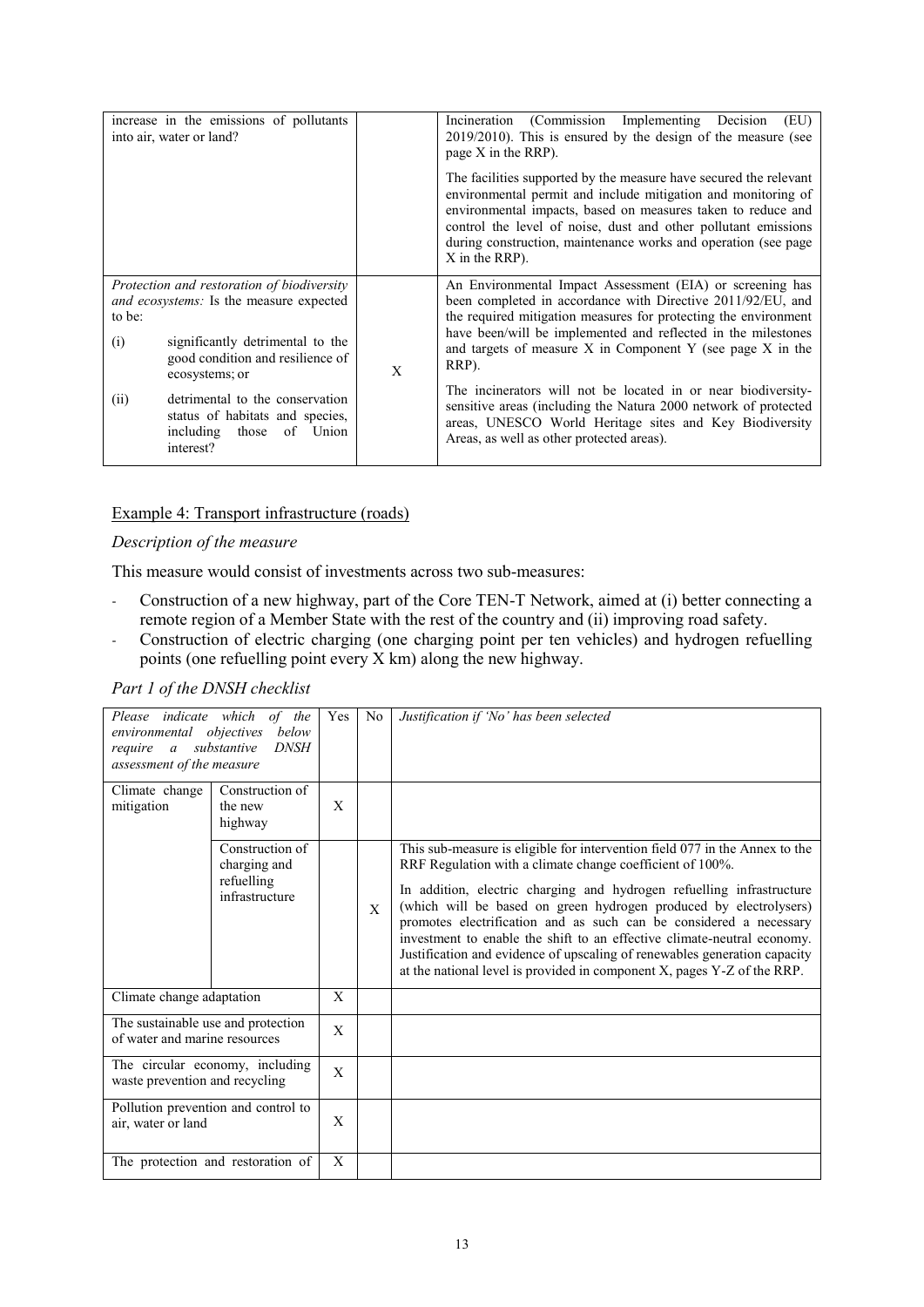| | | |
|---|---|---|
| increase in the emissions of pollutants into air, water or land? | | Incineration (Commission Implementing Decision (EU) 2019/2010). This is ensured by the design of the measure (see page X in the RRP).<br><br>The facilities supported by the measure have secured the relevant environmental permit and include mitigation and monitoring of environmental impacts, based on measures taken to reduce and control the level of noise, dust and other pollutant emissions during construction, maintenance works and operation (see page X in the RRP). |
| *Protection and restoration of biodiversity and ecosystems:* Is the measure expected to be:<br>(i) significantly detrimental to the good condition and resilience of ecosystems; or<br>(ii) detrimental to the conservation status of habitats and species, including those of Union interest? | X | An Environmental Impact Assessment (EIA) or screening has been completed in accordance with Directive 2011/92/EU, and the required mitigation measures for protecting the environment have been/will be implemented and reflected in the milestones and targets of measure X in Component Y (see page X in the RRP).<br><br>The incinerators will not be located in or near biodiversity-sensitive areas (including the Natura 2000 network of protected areas, UNESCO World Heritage sites and Key Biodiversity Areas, as well as other protected areas). |

<u>Example 4: Transport infrastructure (roads)</u>

*Description of the measure*

This measure would consist of investments across two sub-measures:

- Construction of a new highway, part of the Core TEN-T Network, aimed at (i) better connecting a remote region of a Member State with the rest of the country and (ii) improving road safety.
- Construction of electric charging (one charging point per ten vehicles) and hydrogen refuelling points (one refuelling point every X km) along the new highway.

*Part 1 of the DNSH checklist*

| *Please indicate which of the environmental objectives below require a substantive DNSH assessment of the measure* | | Yes | No | *Justification if 'No' has been selected* |
|---|---|---|---|---|
| Climate change mitigation | Construction of the new highway | X | | |
| | Construction of charging and refuelling infrastructure | | X | This sub-measure is eligible for intervention field 077 in the Annex to the RRF Regulation with a climate change coefficient of 100%.<br><br>In addition, electric charging and hydrogen refuelling infrastructure (which will be based on green hydrogen produced by electrolysers) promotes electrification and as such can be considered a necessary investment to enable the shift to an effective climate-neutral economy. Justification and evidence of upscaling of renewables generation capacity at the national level is provided in component X, pages Y-Z of the RRP. |
| Climate change adaptation | | X | | |
| The sustainable use and protection of water and marine resources | | X | | |
| The circular economy, including waste prevention and recycling | | X | | |
| Pollution prevention and control to air, water or land | | X | | |
| The protection and restoration of | | X | | |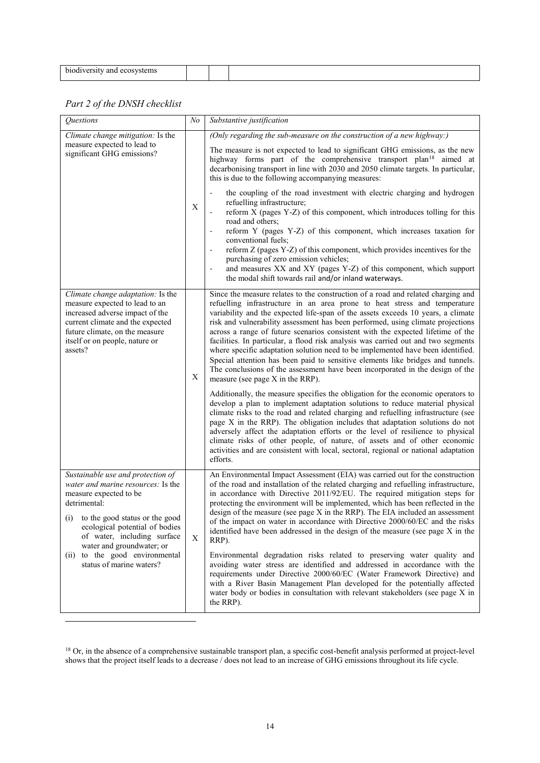| biodiversity and ecosystems | | | |
|---|---|---|---|

*Part 2 of the DNSH checklist*

| *Questions* | *No* | *Substantive justification* |
|---|---|---|
| *Climate change mitigation:* Is the measure expected to lead to significant GHG emissions? | X | *(Only regarding the sub-measure on the construction of a new highway:)*<br><br>The measure is not expected to lead to significant GHG emissions, as the new highway forms part of the comprehensive transport plan[18] aimed at decarbonising transport in line with 2030 and 2050 climate targets. In particular, this is due to the following accompanying measures:<br><br>- the coupling of the road investment with electric charging and hydrogen refuelling infrastructure;<br>- reform X (pages Y-Z) of this component, which introduces tolling for this road and others;<br>- reform Y (pages Y-Z) of this component, which increases taxation for conventional fuels;<br>- reform Z (pages Y-Z) of this component, which provides incentives for the purchasing of zero emission vehicles;<br>- and measures XX and XY (pages Y-Z) of this component, which support the modal shift towards rail and/or inland waterways. |
| *Climate change adaptation:* Is the measure expected to lead to an increased adverse impact of the current climate and the expected future climate, on the measure itself or on people, nature or assets? | X | Since the measure relates to the construction of a road and related charging and refuelling infrastructure in an area prone to heat stress and temperature variability and the expected life-span of the assets exceeds 10 years, a climate risk and vulnerability assessment has been performed, using climate projections across a range of future scenarios consistent with the expected lifetime of the facilities. In particular, a flood risk analysis was carried out and two segments where specific adaptation solution need to be implemented have been identified. Special attention has been paid to sensitive elements like bridges and tunnels. The conclusions of the assessment have been incorporated in the design of the measure (see page X in the RRP).<br><br>Additionally, the measure specifies the obligation for the economic operators to develop a plan to implement adaptation solutions to reduce material physical climate risks to the road and related charging and refuelling infrastructure (see page X in the RRP). The obligation includes that adaptation solutions do not adversely affect the adaptation efforts or the level of resilience to physical climate risks of other people, of nature, of assets and of other economic activities and are consistent with local, sectoral, regional or national adaptation efforts. |
| *Sustainable use and protection of water and marine resources:* Is the measure expected to be detrimental:<br><br>(i) to the good status or the good ecological potential of bodies of water, including surface water and groundwater; or<br>(ii) to the good environmental status of marine waters? | X | An Environmental Impact Assessment (EIA) was carried out for the construction of the road and installation of the related charging and refuelling infrastructure, in accordance with Directive 2011/92/EU. The required mitigation steps for protecting the environment will be implemented, which has been reflected in the design of the measure (see page X in the RRP). The EIA included an assessment of the impact on water in accordance with Directive 2000/60/EC and the risks identified have been addressed in the design of the measure (see page X in the RRP).<br><br>Environmental degradation risks related to preserving water quality and avoiding water stress are identified and addressed in accordance with the requirements under Directive 2000/60/EC (Water Framework Directive) and with a River Basin Management Plan developed for the potentially affected water body or bodies in consultation with relevant stakeholders (see page X in the RRP). |

[18] Or, in the absence of a comprehensive sustainable transport plan, a specific cost-benefit analysis performed at project-level shows that the project itself leads to a decrease / does not lead to an increase of GHG emissions throughout its life cycle.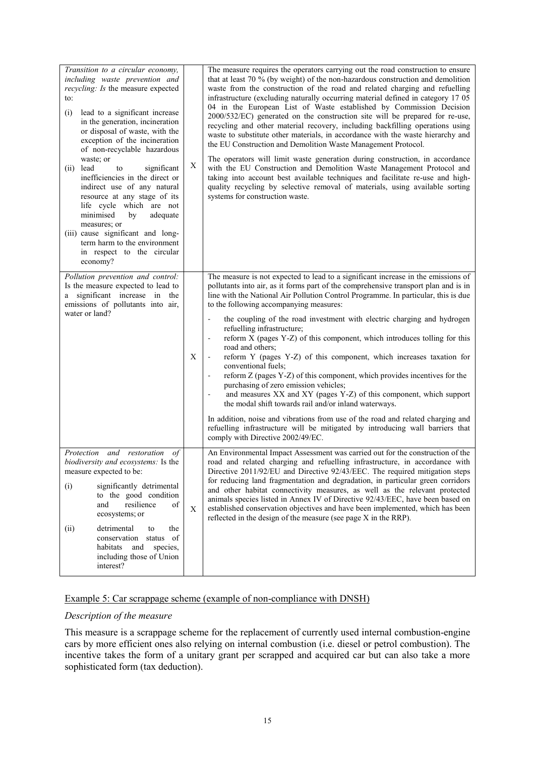| | | |
|---|---|---|
| *Transition to a circular economy, including waste prevention and recycling:* *Is* the measure expected to:<br>(i) lead to a significant increase in the generation, incineration or disposal of waste, with the exception of the incineration of non-recyclable hazardous waste; or<br>(ii) lead to significant inefficiencies in the direct or indirect use of any natural resource at any stage of its life cycle which are not minimised by adequate measures; or<br>(iii) cause significant and long-term harm to the environment in respect to the circular economy? | X | The measure requires the operators carrying out the road construction to ensure that at least 70 % (by weight) of the non-hazardous construction and demolition waste from the construction of the road and related charging and refuelling infrastructure (excluding naturally occurring material defined in category 17 05 04 in the European List of Waste established by Commission Decision 2000/532/EC) generated on the construction site will be prepared for re-use, recycling and other material recovery, including backfilling operations using waste to substitute other materials, in accordance with the waste hierarchy and the EU Construction and Demolition Waste Management Protocol.<br>The operators will limit waste generation during construction, in accordance with the EU Construction and Demolition Waste Management Protocol and taking into account best available techniques and facilitate re-use and high-quality recycling by selective removal of materials, using available sorting systems for construction waste. |
| *Pollution prevention and control:* Is the measure expected to lead to a significant increase in the emissions of pollutants into air, water or land? | X | The measure is not expected to lead to a significant increase in the emissions of pollutants into air, as it forms part of the comprehensive transport plan and is in line with the National Air Pollution Control Programme. In particular, this is due to the following accompanying measures:<br>- the coupling of the road investment with electric charging and hydrogen refuelling infrastructure;<br>- reform X (pages Y-Z) of this component, which introduces tolling for this road and others;<br>- reform Y (pages Y-Z) of this component, which increases taxation for conventional fuels;<br>- reform Z (pages Y-Z) of this component, which provides incentives for the purchasing of zero emission vehicles;<br>- and measures XX and XY (pages Y-Z) of this component, which support the modal shift towards rail and/or inland waterways.<br>In addition, noise and vibrations from use of the road and related charging and refuelling infrastructure will be mitigated by introducing wall barriers that comply with Directive 2002/49/EC. |
| *Protection and restoration of biodiversity and ecosystems:* Is the measure expected to be:<br>(i) significantly detrimental to the good condition and resilience of ecosystems; or<br>(ii) detrimental to the conservation status of habitats and species, including those of Union interest? | X | An Environmental Impact Assessment was carried out for the construction of the road and related charging and refuelling infrastructure, in accordance with Directive 2011/92/EU and Directive 92/43/EEC. The required mitigation steps for reducing land fragmentation and degradation, in particular green corridors and other habitat connectivity measures, as well as the relevant protected animals species listed in Annex IV of Directive 92/43/EEC, have been based on established conservation objectives and have been implemented, which has been reflected in the design of the measure (see page X in the RRP). |

Example 5: Car scrappage scheme (example of non-compliance with DNSH)

*Description of the measure*

This measure is a scrappage scheme for the replacement of currently used internal combustion-engine cars by more efficient ones also relying on internal combustion (i.e. diesel or petrol combustion). The incentive takes the form of a unitary grant per scrapped and acquired car but can also take a more sophisticated form (tax deduction).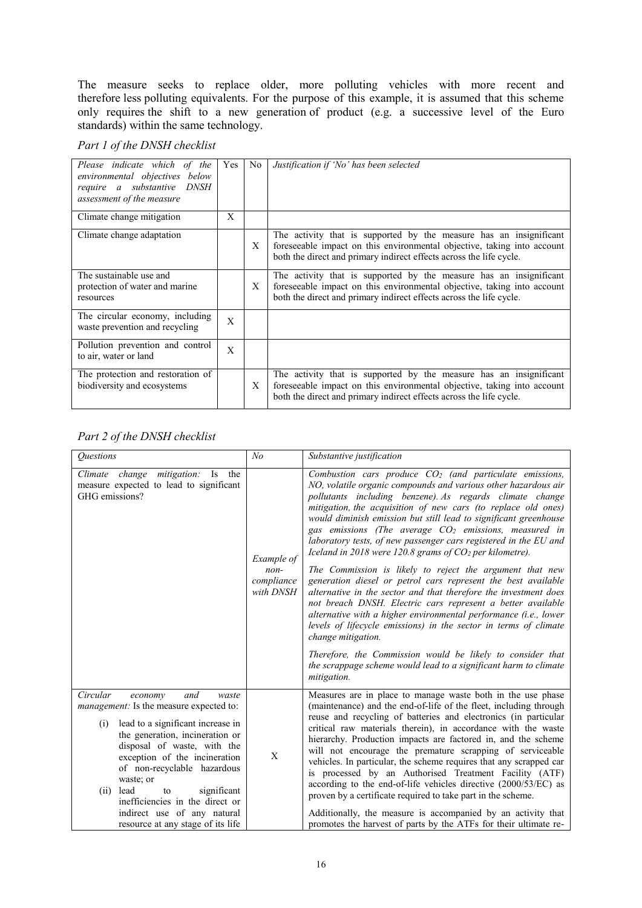The measure seeks to replace older, more polluting vehicles with more recent and therefore less polluting equivalents. For the purpose of this example, it is assumed that this scheme only requires the shift to a new generation of product (e.g. a successive level of the Euro standards) within the same technology.

*Part 1 of the DNSH checklist*

| *Please indicate which of the environmental objectives below require a substantive DNSH assessment of the measure* | Yes | No | *Justification if 'No' has been selected* |
|---|---|---|---|
| Climate change mitigation | X | | |
| Climate change adaptation | | X | The activity that is supported by the measure has an insignificant foreseeable impact on this environmental objective, taking into account both the direct and primary indirect effects across the life cycle. |
| The sustainable use and protection of water and marine resources | | X | The activity that is supported by the measure has an insignificant foreseeable impact on this environmental objective, taking into account both the direct and primary indirect effects across the life cycle. |
| The circular economy, including waste prevention and recycling | X | | |
| Pollution prevention and control to air, water or land | X | | |
| The protection and restoration of biodiversity and ecosystems | | X | The activity that is supported by the measure has an insignificant foreseeable impact on this environmental objective, taking into account both the direct and primary indirect effects across the life cycle. |

*Part 2 of the DNSH checklist*

| *Questions* | *No* | *Substantive justification* |
|---|---|---|
| *Climate change mitigation:* Is the measure expected to lead to significant GHG emissions? | *Example of non-compliance with DNSH* | *Combustion cars produce $CO_2$ (and particulate emissions, NO, volatile organic compounds and various other hazardous air pollutants including benzene). As regards climate change mitigation, the acquisition of new cars (to replace old ones) would diminish emission but still lead to significant greenhouse gas emissions (The average $CO_2$ emissions, measured in laboratory tests, of new passenger cars registered in the EU and Iceland in 2018 were 120.8 grams of $CO_2$ per kilometre).*<br><br>*The Commission is likely to reject the argument that new generation diesel or petrol cars represent the best available alternative in the sector and that therefore the investment does not breach DNSH. Electric cars represent a better available alternative with a higher environmental performance (i.e., lower levels of lifecycle emissions) in the sector in terms of climate change mitigation.*<br><br>*Therefore, the Commission would be likely to consider that the scrappage scheme would lead to a significant harm to climate mitigation.* |
| *Circular economy and waste management:* Is the measure expected to:<br>(i) lead to a significant increase in the generation, incineration or disposal of waste, with the exception of the incineration of non-recyclable hazardous waste; or<br>(ii) lead to significant inefficiencies in the direct or indirect use of any natural resource at any stage of its life | X | Measures are in place to manage waste both in the use phase (maintenance) and the end-of-life of the fleet, including through reuse and recycling of batteries and electronics (in particular critical raw materials therein), in accordance with the waste hierarchy. Production impacts are factored in, and the scheme will not encourage the premature scrapping of serviceable vehicles. In particular, the scheme requires that any scrapped car is processed by an Authorised Treatment Facility (ATF) according to the end-of-life vehicles directive (2000/53/EC) as proven by a certificate required to take part in the scheme.<br><br>Additionally, the measure is accompanied by an activity that promotes the harvest of parts by the ATFs for their ultimate re- |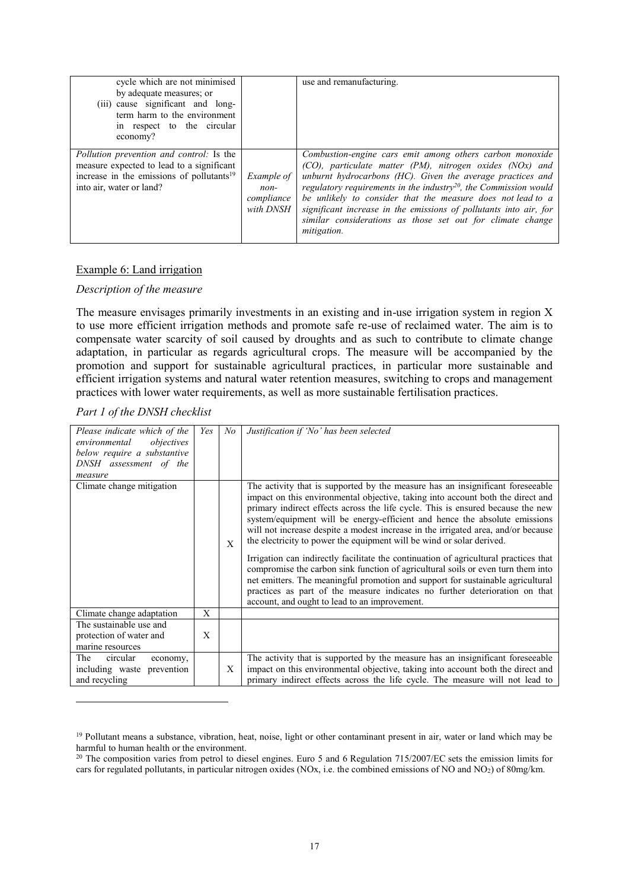| | | |
|---|---|---|
| cycle which are not minimised by adequate measures; or<br>(iii) cause significant and long-term harm to the environment in respect to the circular economy? | | use and remanufacturing. |
| *Pollution prevention and control:* Is the measure expected to lead to a significant increase in the emissions of pollutants[19] into air, water or land? | *Example of non-compliance with DNSH* | *Combustion-engine cars emit among others carbon monoxide (CO), particulate matter (PM), nitrogen oxides (NOx) and unburnt hydrocarbons (HC). Given the average practices and regulatory requirements in the industry[20], the Commission would be unlikely to consider that the measure does not lead to a significant increase in the emissions of pollutants into air, for similar considerations as those set out for climate change mitigation.* |

Example 6: Land irrigation

*Description of the measure*

The measure envisages primarily investments in an existing and in-use irrigation system in region X to use more efficient irrigation methods and promote safe re-use of reclaimed water. The aim is to compensate water scarcity of soil caused by droughts and as such to contribute to climate change adaptation, in particular as regards agricultural crops. The measure will be accompanied by the promotion and support for sustainable agricultural practices, in particular more sustainable and efficient irrigation systems and natural water retention measures, switching to crops and management practices with lower water requirements, as well as more sustainable fertilisation practices.

*Part 1 of the DNSH checklist*

| *Please indicate which of the environmental objectives below require a substantive DNSH assessment of the measure* | *Yes* | *No* | *Justification if 'No' has been selected* |
|---|---|---|---|
| Climate change mitigation | | X | The activity that is supported by the measure has an insignificant foreseeable impact on this environmental objective, taking into account both the direct and primary indirect effects across the life cycle. This is ensured because the new system/equipment will be energy-efficient and hence the absolute emissions will not increase despite a modest increase in the irrigated area, and/or because the electricity to power the equipment will be wind or solar derived.<br><br>Irrigation can indirectly facilitate the continuation of agricultural practices that compromise the carbon sink function of agricultural soils or even turn them into net emitters. The meaningful promotion and support for sustainable agricultural practices as part of the measure indicates no further deterioration on that account, and ought to lead to an improvement. |
| Climate change adaptation | X | | |
| The sustainable use and protection of water and marine resources | X | | |
| The circular economy, including waste prevention and recycling | | X | The activity that is supported by the measure has an insignificant foreseeable impact on this environmental objective, taking into account both the direct and primary indirect effects across the life cycle. The measure will not lead to |

[19] Pollutant means a substance, vibration, heat, noise, light or other contaminant present in air, water or land which may be harmful to human health or the environment.

[20] The composition varies from petrol to diesel engines. Euro 5 and 6 Regulation 715/2007/EC sets the emission limits for cars for regulated pollutants, in particular nitrogen oxides (NOx, i.e. the combined emissions of NO and $NO_2$) of 80mg/km.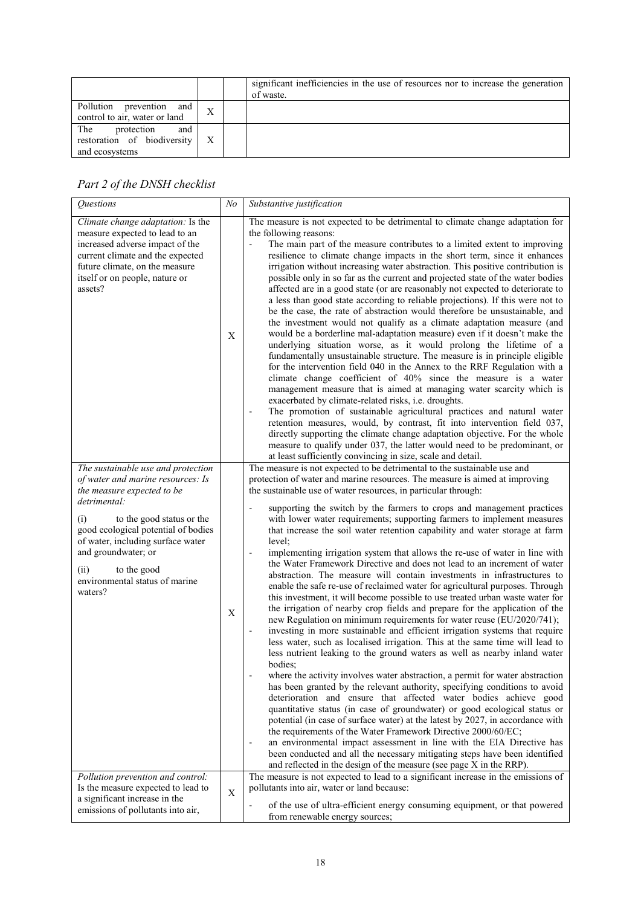| | | | |
|---|---|---|---|
| | | | significant inefficiencies in the use of resources nor to increase the generation of waste. |
| Pollution prevention and control to air, water or land | X | | |
| The protection and restoration of biodiversity and ecosystems | X | | |

*Part 2 of the DNSH checklist*

| *Questions* | *No* | *Substantive justification* |
|---|---|---|
| *Climate change adaptation:* Is the measure expected to lead to an increased adverse impact of the current climate and the expected future climate, on the measure itself or on people, nature or assets? | X | The measure is not expected to be detrimental to climate change adaptation for the following reasons:<br>- The main part of the measure contributes to a limited extent to improving resilience to climate change impacts in the short term, since it enhances irrigation without increasing water abstraction. This positive contribution is possible only in so far as the current and projected state of the water bodies affected are in a good state (or are reasonably not expected to deteriorate to a less than good state according to reliable projections). If this were not to be the case, the rate of abstraction would therefore be unsustainable, and the investment would not qualify as a climate adaptation measure (and would be a borderline mal-adaptation measure) even if it doesn't make the underlying situation worse, as it would prolong the lifetime of a fundamentally unsustainable structure. The measure is in principle eligible for the intervention field 040 in the Annex to the RRF Regulation with a climate change coefficient of 40% since the measure is a water management measure that is aimed at managing water scarcity which is exacerbated by climate-related risks, i.e. droughts.<br>- The promotion of sustainable agricultural practices and natural water retention measures, would, by contrast, fit into intervention field 037, directly supporting the climate change adaptation objective. For the whole measure to qualify under 037, the latter would need to be predominant, or at least sufficiently convincing in size, scale and detail. |
| *The sustainable use and protection of water and marine resources: Is the measure expected to be detrimental:*<br>(i) to the good status or the good ecological potential of bodies of water, including surface water and groundwater; or<br>(ii) to the good environmental status of marine waters? | X | The measure is not expected to be detrimental to the sustainable use and protection of water and marine resources. The measure is aimed at improving the sustainable use of water resources, in particular through:<br>- supporting the switch by the farmers to crops and management practices with lower water requirements; supporting farmers to implement measures that increase the soil water retention capability and water storage at farm level;<br>- implementing irrigation system that allows the re-use of water in line with the Water Framework Directive and does not lead to an increment of water abstraction. The measure will contain investments in infrastructures to enable the safe re-use of reclaimed water for agricultural purposes. Through this investment, it will become possible to use treated urban waste water for the irrigation of nearby crop fields and prepare for the application of the new Regulation on minimum requirements for water reuse (EU/2020/741);<br>- investing in more sustainable and efficient irrigation systems that require less water, such as localised irrigation. This at the same time will lead to less nutrient leaking to the ground waters as well as nearby inland water bodies;<br>- where the activity involves water abstraction, a permit for water abstraction has been granted by the relevant authority, specifying conditions to avoid deterioration and ensure that affected water bodies achieve good quantitative status (in case of groundwater) or good ecological status or potential (in case of surface water) at the latest by 2027, in accordance with the requirements of the Water Framework Directive 2000/60/EC;<br>- an environmental impact assessment in line with the EIA Directive has been conducted and all the necessary mitigating steps have been identified and reflected in the design of the measure (see page X in the RRP). |
| *Pollution prevention and control:* Is the measure expected to lead to a significant increase in the emissions of pollutants into air, | X | The measure is not expected to lead to a significant increase in the emissions of pollutants into air, water or land because:<br>- of the use of ultra-efficient energy consuming equipment, or that powered from renewable energy sources; |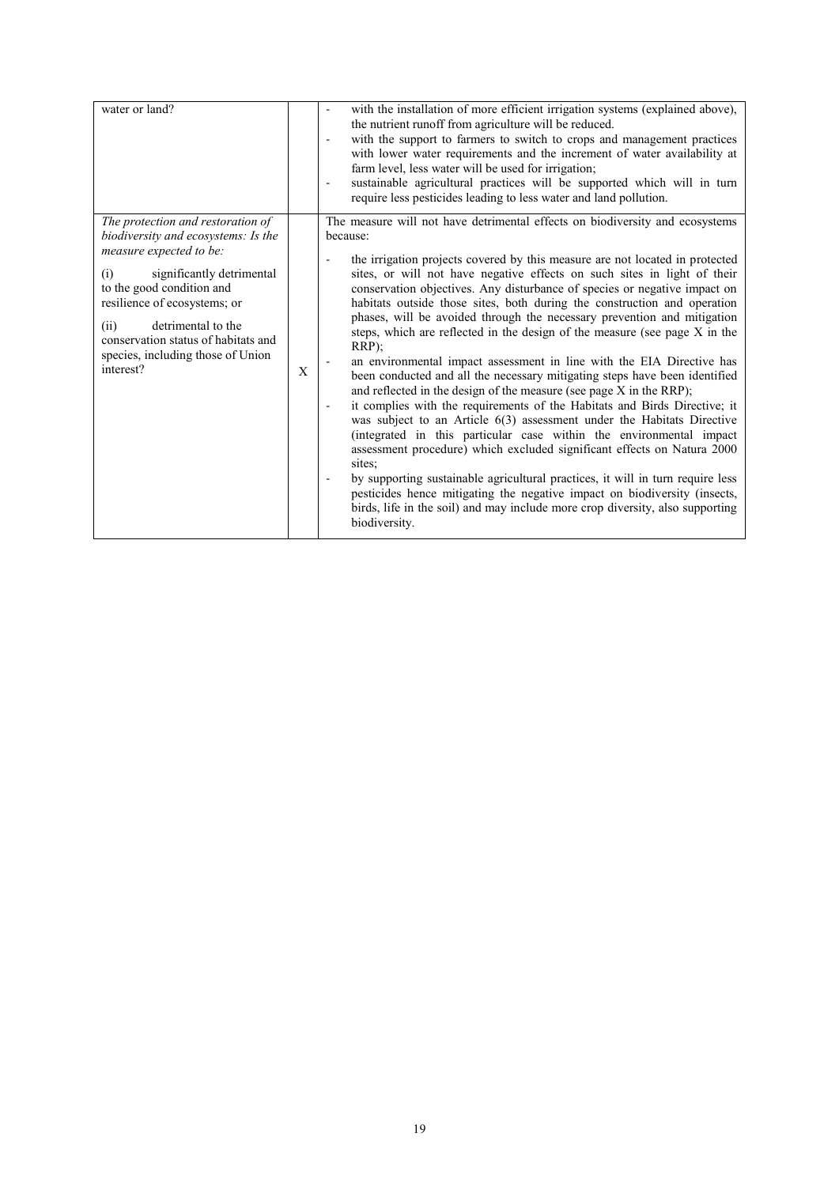| | | |
|---|---|---|
| water or land? | | - with the installation of more efficient irrigation systems (explained above), the nutrient runoff from agriculture will be reduced.<br>- with the support to farmers to switch to crops and management practices with lower water requirements and the increment of water availability at farm level, less water will be used for irrigation;<br>- sustainable agricultural practices will be supported which will in turn require less pesticides leading to less water and land pollution. |
| *The protection and restoration of biodiversity and ecosystems: Is the measure expected to be:*<br><br>(i) significantly detrimental to the good condition and resilience of ecosystems; or<br><br>(ii) detrimental to the conservation status of habitats and species, including those of Union interest? | X | The measure will not have detrimental effects on biodiversity and ecosystems because:<br><br>- the irrigation projects covered by this measure are not located in protected sites, or will not have negative effects on such sites in light of their conservation objectives. Any disturbance of species or negative impact on habitats outside those sites, both during the construction and operation phases, will be avoided through the necessary prevention and mitigation steps, which are reflected in the design of the measure (see page X in the RRP);<br>- an environmental impact assessment in line with the EIA Directive has been conducted and all the necessary mitigating steps have been identified and reflected in the design of the measure (see page X in the RRP);<br>- it complies with the requirements of the Habitats and Birds Directive; it was subject to an Article 6(3) assessment under the Habitats Directive (integrated in this particular case within the environmental impact assessment procedure) which excluded significant effects on Natura 2000 sites;<br>- by supporting sustainable agricultural practices, it will in turn require less pesticides hence mitigating the negative impact on biodiversity (insects, birds, life in the soil) and may include more crop diversity, also supporting biodiversity. |